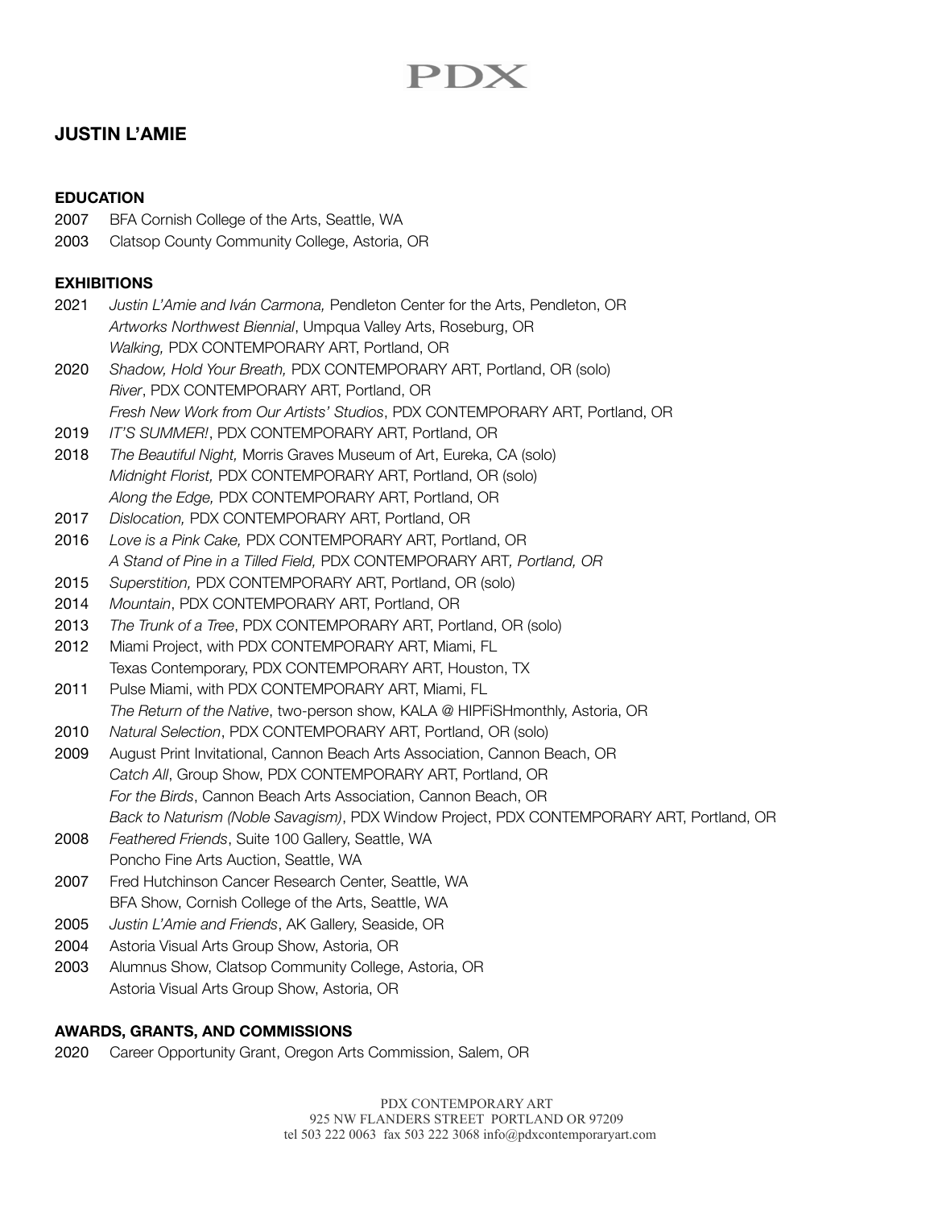# PDX

## JUSTIN L'AMIE

### EDUCATION

2007 BFA Cornish College of the Arts, Seattle, WA
2003 Clatsop County Community College, Astoria, OR

### EXHIBITIONS

2021 *Justin L'Amie and Iván Carmona,* Pendleton Center for the Arts, Pendleton, OR
*Artworks Northwest Biennial*, Umpqua Valley Arts, Roseburg, OR
*Walking,* PDX CONTEMPORARY ART, Portland, OR

2020 *Shadow, Hold Your Breath,* PDX CONTEMPORARY ART, Portland, OR (solo)
*River*, PDX CONTEMPORARY ART, Portland, OR
*Fresh New Work from Our Artists' Studios*, PDX CONTEMPORARY ART, Portland, OR

2019 *IT'S SUMMER!*, PDX CONTEMPORARY ART, Portland, OR

2018 *The Beautiful Night,* Morris Graves Museum of Art, Eureka, CA (solo)
*Midnight Florist,* PDX CONTEMPORARY ART, Portland, OR (solo)
*Along the Edge,* PDX CONTEMPORARY ART, Portland, OR

2017 *Dislocation,* PDX CONTEMPORARY ART, Portland, OR

2016 *Love is a Pink Cake,* PDX CONTEMPORARY ART, Portland, OR
*A Stand of Pine in a Tilled Field,* PDX CONTEMPORARY ART*, Portland, OR*

2015 *Superstition,* PDX CONTEMPORARY ART, Portland, OR (solo)

2014 *Mountain*, PDX CONTEMPORARY ART, Portland, OR

2013 *The Trunk of a Tree*, PDX CONTEMPORARY ART, Portland, OR (solo)

2012 Miami Project, with PDX CONTEMPORARY ART, Miami, FL
Texas Contemporary, PDX CONTEMPORARY ART, Houston, TX

2011 Pulse Miami, with PDX CONTEMPORARY ART, Miami, FL
*The Return of the Native*, two-person show, KALA @ HIPFiSHmonthly, Astoria, OR

2010 *Natural Selection*, PDX CONTEMPORARY ART, Portland, OR (solo)

2009 August Print Invitational, Cannon Beach Arts Association, Cannon Beach, OR
*Catch All*, Group Show, PDX CONTEMPORARY ART, Portland, OR
*For the Birds*, Cannon Beach Arts Association, Cannon Beach, OR
*Back to Naturism (Noble Savagism)*, PDX Window Project, PDX CONTEMPORARY ART, Portland, OR

2008 *Feathered Friends*, Suite 100 Gallery, Seattle, WA
Poncho Fine Arts Auction, Seattle, WA

2007 Fred Hutchinson Cancer Research Center, Seattle, WA
BFA Show, Cornish College of the Arts, Seattle, WA

2005 *Justin L'Amie and Friends*, AK Gallery, Seaside, OR

2004 Astoria Visual Arts Group Show, Astoria, OR

2003 Alumnus Show, Clatsop Community College, Astoria, OR
Astoria Visual Arts Group Show, Astoria, OR

### AWARDS, GRANTS, AND COMMISSIONS

2020 Career Opportunity Grant, Oregon Arts Commission, Salem, OR

PDX CONTEMPORARY ART
925 NW FLANDERS STREET PORTLAND OR 97209
tel 503 222 0063 fax 503 222 3068 info@pdxcontemporaryart.com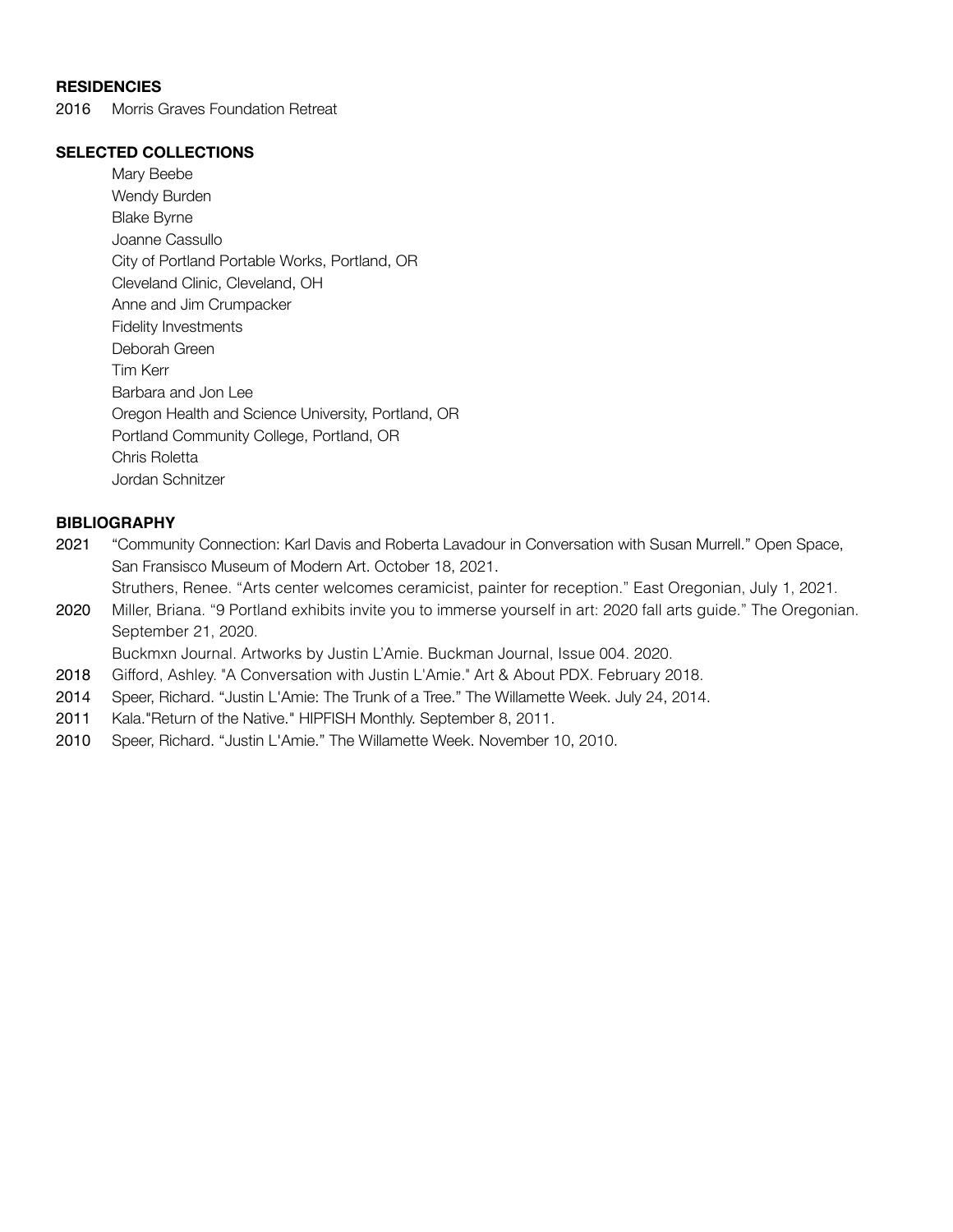**RESIDENCIES**

2016 Morris Graves Foundation Retreat

**SELECTED COLLECTIONS**

Mary Beebe
Wendy Burden
Blake Byrne
Joanne Cassullo
City of Portland Portable Works, Portland, OR
Cleveland Clinic, Cleveland, OH
Anne and Jim Crumpacker
Fidelity Investments
Deborah Green
Tim Kerr
Barbara and Jon Lee
Oregon Health and Science University, Portland, OR
Portland Community College, Portland, OR
Chris Roletta
Jordan Schnitzer

**BIBLIOGRAPHY**

2021 “Community Connection: Karl Davis and Roberta Lavadour in Conversation with Susan Murrell.” Open Space, San Fransisco Museum of Modern Art. October 18, 2021.
Struthers, Renee. “Arts center welcomes ceramicist, painter for reception.” East Oregonian, July 1, 2021.

2020 Miller, Briana. “9 Portland exhibits invite you to immerse yourself in art: 2020 fall arts guide.” The Oregonian. September 21, 2020.
Buckmxn Journal. Artworks by Justin L’Amie. Buckman Journal, Issue 004. 2020.

2018 Gifford, Ashley. "A Conversation with Justin L'Amie." Art & About PDX. February 2018.

2014 Speer, Richard. “Justin L'Amie: The Trunk of a Tree.” The Willamette Week. July 24, 2014.

2011 Kala."Return of the Native." HIPFISH Monthly. September 8, 2011.

2010 Speer, Richard. “Justin L'Amie.” The Willamette Week. November 10, 2010.